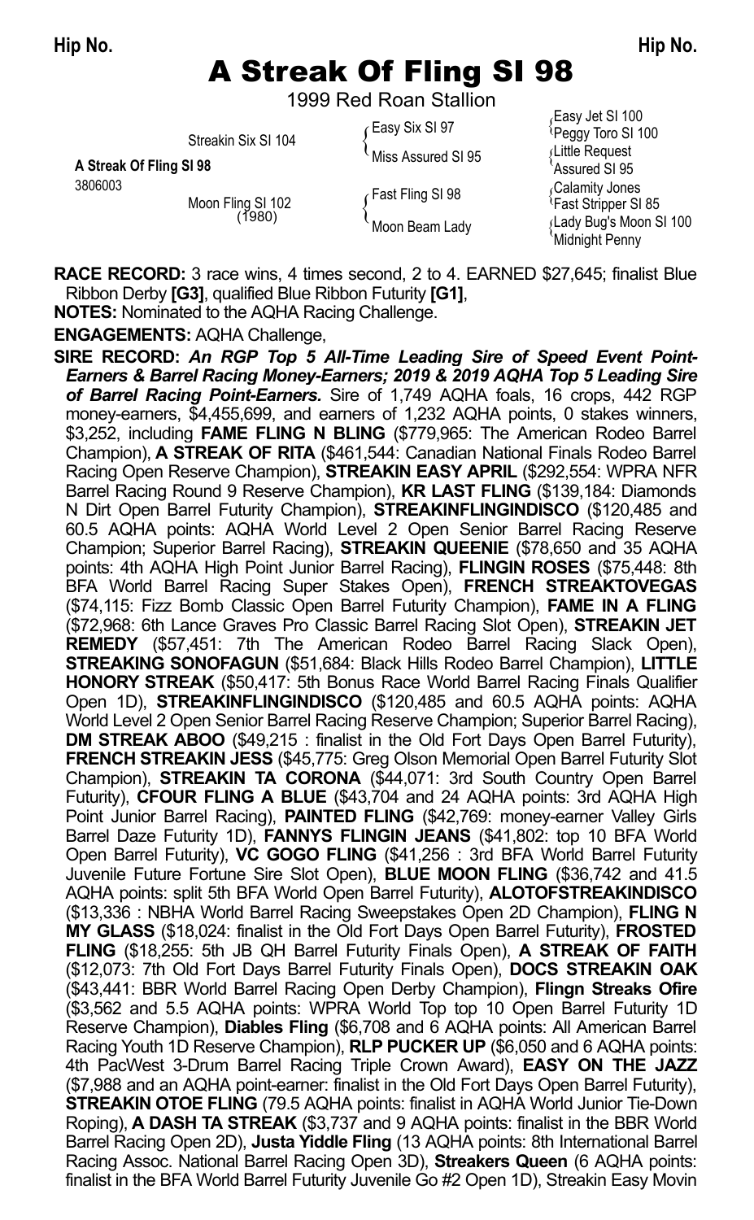# A Streak Of Fling SI 98

1999 Red Roan Stallion

| | | | |
|---|---|---|---|
| | Streakin Six SI 104 | Easy Six SI 97 | Easy Jet SI 100 |
| | | | Peggy Toro SI 100 |
| **A Streak Of Fling SI 98** | | Miss Assured SI 95 | Little Request |
| 3806003 | | | Assured SI 95 |
| | Moon Fling SI 102 (1980) | Fast Fling SI 98 | Calamity Jones |
| | | | Fast Stripper SI 85 |
| | | Moon Beam Lady | Lady Bug's Moon SI 100 |
| | | | Midnight Penny |

**RACE RECORD:** 3 race wins, 4 times second, 2 to 4. EARNED $27,645; finalist Blue Ribbon Derby **[G3]**, qualified Blue Ribbon Futurity **[G1]**,

**NOTES:** Nominated to the AQHA Racing Challenge.

**ENGAGEMENTS:** AQHA Challenge,

**SIRE RECORD:** ***An RGP Top 5 All-Time Leading Sire of Speed Event Point-Earners & Barrel Racing Money-Earners; 2019 & 2019 AQHA Top 5 Leading Sire of Barrel Racing Point-Earners.*** Sire of 1,749 AQHA foals, 16 crops, 442 RGP money-earners, $4,455,699, and earners of 1,232 AQHA points, 0 stakes winners, $3,252, including **FAME FLING N BLING** ($779,965: The American Rodeo Barrel Champion), **A STREAK OF RITA** ($461,544: Canadian National Finals Rodeo Barrel Racing Open Reserve Champion), **STREAKIN EASY APRIL** ($292,554: WPRA NFR Barrel Racing Round 9 Reserve Champion), **KR LAST FLING** ($139,184: Diamonds N Dirt Open Barrel Futurity Champion), **STREAKINFLINGINDISCO** ($120,485 and 60.5 AQHA points: AQHA World Level 2 Open Senior Barrel Racing Reserve Champion; Superior Barrel Racing), **STREAKIN QUEENIE** ($78,650 and 35 AQHA points: 4th AQHA High Point Junior Barrel Racing), **FLINGIN ROSES** ($75,448: 8th BFA World Barrel Racing Super Stakes Open), **FRENCH STREAKTOVEGAS** ($74,115: Fizz Bomb Classic Open Barrel Futurity Champion), **FAME IN A FLING** ($72,968: 6th Lance Graves Pro Classic Barrel Racing Slot Open), **STREAKIN JET REMEDY** ($57,451: 7th The American Rodeo Barrel Racing Slack Open), **STREAKING SONOFAGUN** ($51,684: Black Hills Rodeo Barrel Champion), **LITTLE HONORY STREAK** ($50,417: 5th Bonus Race World Barrel Racing Finals Qualifier Open 1D), **STREAKINFLINGINDISCO** ($120,485 and 60.5 AQHA points: AQHA World Level 2 Open Senior Barrel Racing Reserve Champion; Superior Barrel Racing), **DM STREAK ABOO** ($49,215 : finalist in the Old Fort Days Open Barrel Futurity), **FRENCH STREAKIN JESS** ($45,775: Greg Olson Memorial Open Barrel Futurity Slot Champion), **STREAKIN TA CORONA** ($44,071: 3rd South Country Open Barrel Futurity), **CFOUR FLING A BLUE** ($43,704 and 24 AQHA points: 3rd AQHA High Point Junior Barrel Racing), **PAINTED FLING** ($42,769: money-earner Valley Girls Barrel Daze Futurity 1D), **FANNYS FLINGIN JEANS** ($41,802: top 10 BFA World Open Barrel Futurity), **VC GOGO FLING** ($41,256 : 3rd BFA World Barrel Futurity Juvenile Future Fortune Sire Slot Open), **BLUE MOON FLING** ($36,742 and 41.5 AQHA points: split 5th BFA World Open Barrel Futurity), **ALOTOFSTREAKINDISCO** ($13,336 : NBHA World Barrel Racing Sweepstakes Open 2D Champion), **FLING N MY GLASS** ($18,024: finalist in the Old Fort Days Open Barrel Futurity), **FROSTED FLING** ($18,255: 5th JB QH Barrel Futurity Finals Open), **A STREAK OF FAITH** ($12,073: 7th Old Fort Days Barrel Futurity Finals Open), **DOCS STREAKIN OAK** ($43,441: BBR World Barrel Racing Open Derby Champion), **Flingn Streaks Ofire** ($3,562 and 5.5 AQHA points: WPRA World Top top 10 Open Barrel Futurity 1D Reserve Champion), **Diables Fling** ($6,708 and 6 AQHA points: All American Barrel Racing Youth 1D Reserve Champion), **RLP PUCKER UP** ($6,050 and 6 AQHA points: 4th PacWest 3-Drum Barrel Racing Triple Crown Award), **EASY ON THE JAZZ** ($7,988 and an AQHA point-earner: finalist in the Old Fort Days Open Barrel Futurity), **STREAKIN OTOE FLING** (79.5 AQHA points: finalist in AQHA World Junior Tie-Down Roping), **A DASH TA STREAK** ($3,737 and 9 AQHA points: finalist in the BBR World Barrel Racing Open 2D), **Justa Yiddle Fling** (13 AQHA points: 8th International Barrel Racing Assoc. National Barrel Racing Open 3D), **Streakers Queen** (6 AQHA points: finalist in the BFA World Barrel Futurity Juvenile Go #2 Open 1D), Streakin Easy Movin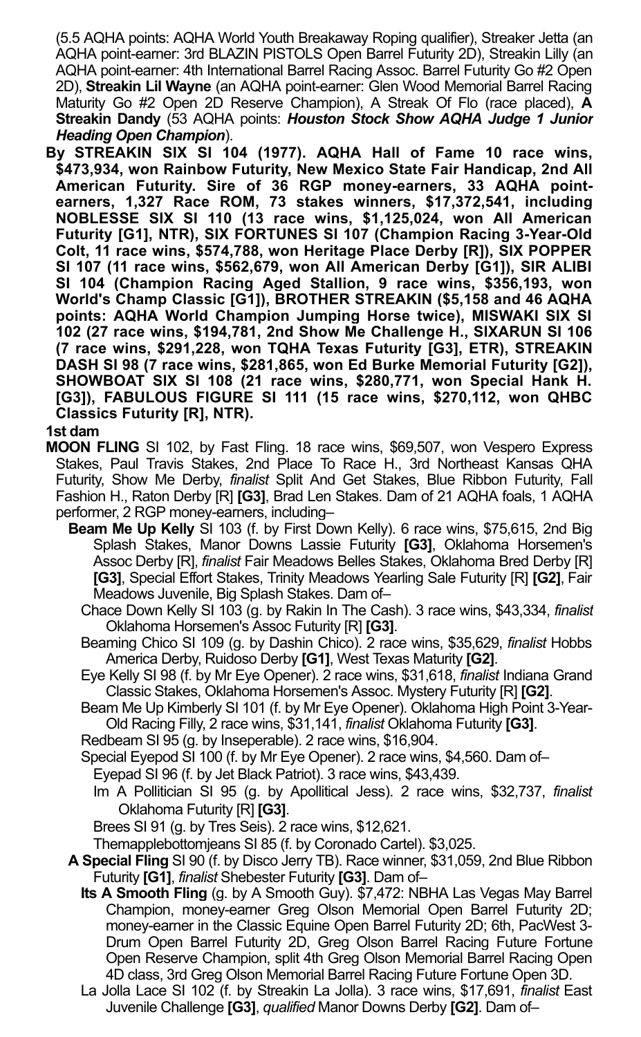(5.5 AQHA points: AQHA World Youth Breakaway Roping qualifier), Streaker Jetta (an AQHA point-earner: 3rd BLAZIN PISTOLS Open Barrel Futurity 2D), Streakin Lilly (an AQHA point-earner: 4th International Barrel Racing Assoc. Barrel Futurity Go #2 Open 2D), **Streakin Lil Wayne** (an AQHA point-earner: Glen Wood Memorial Barrel Racing Maturity Go #2 Open 2D Reserve Champion), A Streak Of Flo (race placed), **A Streakin Dandy** (53 AQHA points: ***Houston Stock Show AQHA Judge 1 Junior Heading Open Champion***).

**By STREAKIN SIX SI 104 (1977). AQHA Hall of Fame 10 race wins, $473,934, won Rainbow Futurity, New Mexico State Fair Handicap, 2nd All American Futurity. Sire of 36 RGP money-earners, 33 AQHA point-earners, 1,327 Race ROM, 73 stakes winners, $17,372,541, including NOBLESSE SIX SI 110 (13 race wins, $1,125,024, won All American Futurity [G1], NTR), SIX FORTUNES SI 107 (Champion Racing 3-Year-Old Colt, 11 race wins, $574,788, won Heritage Place Derby [R]), SIX POPPER SI 107 (11 race wins, $562,679, won All American Derby [G1]), SIR ALIBI SI 104 (Champion Racing Aged Stallion, 9 race wins, $356,193, won World's Champ Classic [G1]), BROTHER STREAKIN ($5,158 and 46 AQHA points: AQHA World Champion Jumping Horse twice), MISWAKI SIX SI 102 (27 race wins, $194,781, 2nd Show Me Challenge H., SIXARUN SI 106 (7 race wins, $291,228, won TQHA Texas Futurity [G3], ETR), STREAKIN DASH SI 98 (7 race wins, $281,865, won Ed Burke Memorial Futurity [G2]), SHOWBOAT SIX SI 108 (21 race wins, $280,771, won Special Hank H. [G3]), FABULOUS FIGURE SI 111 (15 race wins, $270,112, won QHBC Classics Futurity [R], NTR).**

**1st dam**

**MOON FLING** SI 102, by Fast Fling. 18 race wins, $69,507, won Vespero Express Stakes, Paul Travis Stakes, 2nd Place To Race H., 3rd Northeast Kansas QHA Futurity, Show Me Derby, *finalist* Split And Get Stakes, Blue Ribbon Futurity, Fall Fashion H., Raton Derby [R] **[G3]**, Brad Len Stakes. Dam of 21 AQHA foals, 1 AQHA performer, 2 RGP money-earners, including–

- **Beam Me Up Kelly** SI 103 (f. by First Down Kelly). 6 race wins, $75,615, 2nd Big Splash Stakes, Manor Downs Lassie Futurity **[G3]**, Oklahoma Horsemen's Assoc Derby [R], *finalist* Fair Meadows Belles Stakes, Oklahoma Bred Derby [R] **[G3]**, Special Effort Stakes, Trinity Meadows Yearling Sale Futurity [R] **[G2]**, Fair Meadows Juvenile, Big Splash Stakes. Dam of–
  - Chace Down Kelly SI 103 (g. by Rakin In The Cash). 3 race wins, $43,334, *finalist* Oklahoma Horsemen's Assoc Futurity [R] **[G3]**.
  - Beaming Chico SI 109 (g. by Dashin Chico). 2 race wins, $35,629, *finalist* Hobbs America Derby, Ruidoso Derby **[G1]**, West Texas Maturity **[G2]**.
  - Eye Kelly SI 98 (f. by Mr Eye Opener). 2 race wins, $31,618, *finalist* Indiana Grand Classic Stakes, Oklahoma Horsemen's Assoc. Mystery Futurity [R] **[G2]**.
  - Beam Me Up Kimberly SI 101 (f. by Mr Eye Opener). Oklahoma High Point 3-Year-Old Racing Filly, 2 race wins, $31,141, *finalist* Oklahoma Futurity **[G3]**.
  - Redbeam SI 95 (g. by Inseperable). 2 race wins, $16,904.
  - Special Eyepod SI 100 (f. by Mr Eye Opener). 2 race wins, $4,560. Dam of–
    - Eyepad SI 96 (f. by Jet Black Patriot). 3 race wins, $43,439.
    - Im A Pollitician SI 95 (g. by Apollitical Jess). 2 race wins, $32,737, *finalist* Oklahoma Futurity [R] **[G3]**.
    - Brees SI 91 (g. by Tres Seis). 2 race wins, $12,621.
    - Themapplebottomjeans SI 85 (f. by Coronado Cartel). $3,025.
- **A Special Fling** SI 90 (f. by Disco Jerry TB). Race winner, $31,059, 2nd Blue Ribbon Futurity **[G1]**, *finalist* Shebester Futurity **[G3]**. Dam of–
  - **Its A Smooth Fling** (g. by A Smooth Guy). $7,472: NBHA Las Vegas May Barrel Champion, money-earner Greg Olson Memorial Open Barrel Futurity 2D; money-earner in the Classic Equine Open Barrel Futurity 2D; 6th, PacWest 3-Drum Open Barrel Futurity 2D, Greg Olson Barrel Racing Future Fortune Open Reserve Champion, split 4th Greg Olson Memorial Barrel Racing Open 4D class, 3rd Greg Olson Memorial Barrel Racing Future Fortune Open 3D.
  - La Jolla Lace SI 102 (f. by Streakin La Jolla). 3 race wins, $17,691, *finalist* East Juvenile Challenge **[G3]**, *qualified* Manor Downs Derby **[G2]**. Dam of–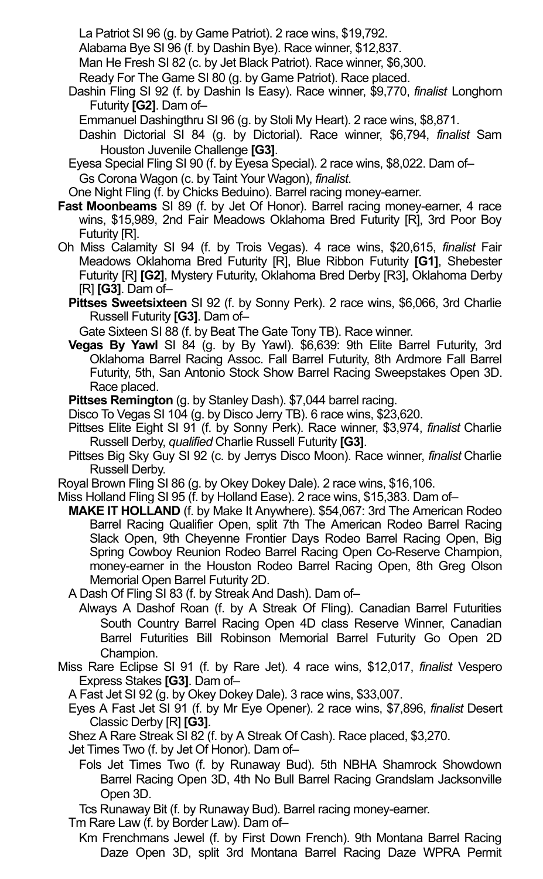La Patriot SI 96 (g. by Game Patriot). 2 race wins, $19,792.

Alabama Bye SI 96 (f. by Dashin Bye). Race winner, $12,837.

Man He Fresh SI 82 (c. by Jet Black Patriot). Race winner, $6,300.

Ready For The Game SI 80 (g. by Game Patriot). Race placed.

Dashin Fling SI 92 (f. by Dashin Is Easy). Race winner, $9,770, *finalist* Longhorn Futurity **[G2]**. Dam of–

Emmanuel Dashingthru SI 96 (g. by Stoli My Heart). 2 race wins, $8,871.

Dashin Dictorial SI 84 (g. by Dictorial). Race winner, $6,794, *finalist* Sam Houston Juvenile Challenge **[G3]**.

Eyesa Special Fling SI 90 (f. by Eyesa Special). 2 race wins, $8,022. Dam of–

Gs Corona Wagon (c. by Taint Your Wagon), *finalist*.

One Night Fling (f. by Chicks Beduino). Barrel racing money-earner.

**Fast Moonbeams** SI 89 (f. by Jet Of Honor). Barrel racing money-earner, 4 race wins, $15,989, 2nd Fair Meadows Oklahoma Bred Futurity [R], 3rd Poor Boy Futurity [R].

Oh Miss Calamity SI 94 (f. by Trois Vegas). 4 race wins, $20,615, *finalist* Fair Meadows Oklahoma Bred Futurity [R], Blue Ribbon Futurity **[G1]**, Shebester Futurity [R] **[G2]**, Mystery Futurity, Oklahoma Bred Derby [R3], Oklahoma Derby [R] **[G3]**. Dam of–

**Pittses Sweetsixteen** SI 92 (f. by Sonny Perk). 2 race wins, $6,066, 3rd Charlie Russell Futurity **[G3]**. Dam of–

Gate Sixteen SI 88 (f. by Beat The Gate Tony TB). Race winner.

**Vegas By Yawl** SI 84 (g. by By Yawl). $6,639: 9th Elite Barrel Futurity, 3rd Oklahoma Barrel Racing Assoc. Fall Barrel Futurity, 8th Ardmore Fall Barrel Futurity, 5th, San Antonio Stock Show Barrel Racing Sweepstakes Open 3D. Race placed.

**Pittses Remington** (g. by Stanley Dash). $7,044 barrel racing.

Disco To Vegas SI 104 (g. by Disco Jerry TB). 6 race wins, $23,620.

Pittses Elite Eight SI 91 (f. by Sonny Perk). Race winner, $3,974, *finalist* Charlie Russell Derby, *qualified* Charlie Russell Futurity **[G3]**.

Pittses Big Sky Guy SI 92 (c. by Jerrys Disco Moon). Race winner, *finalist* Charlie Russell Derby.

Royal Brown Fling SI 86 (g. by Okey Dokey Dale). 2 race wins, $16,106.

Miss Holland Fling SI 95 (f. by Holland Ease). 2 race wins, $15,383. Dam of–

**MAKE IT HOLLAND** (f. by Make It Anywhere). $54,067: 3rd The American Rodeo Barrel Racing Qualifier Open, split 7th The American Rodeo Barrel Racing Slack Open, 9th Cheyenne Frontier Days Rodeo Barrel Racing Open, Big Spring Cowboy Reunion Rodeo Barrel Racing Open Co-Reserve Champion, money-earner in the Houston Rodeo Barrel Racing Open, 8th Greg Olson Memorial Open Barrel Futurity 2D.

A Dash Of Fling SI 83 (f. by Streak And Dash). Dam of–

Always A Dashof Roan (f. by A Streak Of Fling). Canadian Barrel Futurities South Country Barrel Racing Open 4D class Reserve Winner, Canadian Barrel Futurities Bill Robinson Memorial Barrel Futurity Go Open 2D Champion.

Miss Rare Eclipse SI 91 (f. by Rare Jet). 4 race wins, $12,017, *finalist* Vespero Express Stakes **[G3]**. Dam of–

A Fast Jet SI 92 (g. by Okey Dokey Dale). 3 race wins, $33,007.

Eyes A Fast Jet SI 91 (f. by Mr Eye Opener). 2 race wins, $7,896, *finalist* Desert Classic Derby [R] **[G3]**.

Shez A Rare Streak SI 82 (f. by A Streak Of Cash). Race placed, $3,270.

Jet Times Two (f. by Jet Of Honor). Dam of–

Fols Jet Times Two (f. by Runaway Bud). 5th NBHA Shamrock Showdown Barrel Racing Open 3D, 4th No Bull Barrel Racing Grandslam Jacksonville Open 3D.

Tcs Runaway Bit (f. by Runaway Bud). Barrel racing money-earner.

Tm Rare Law (f. by Border Law). Dam of–

Km Frenchmans Jewel (f. by First Down French). 9th Montana Barrel Racing Daze Open 3D, split 3rd Montana Barrel Racing Daze WPRA Permit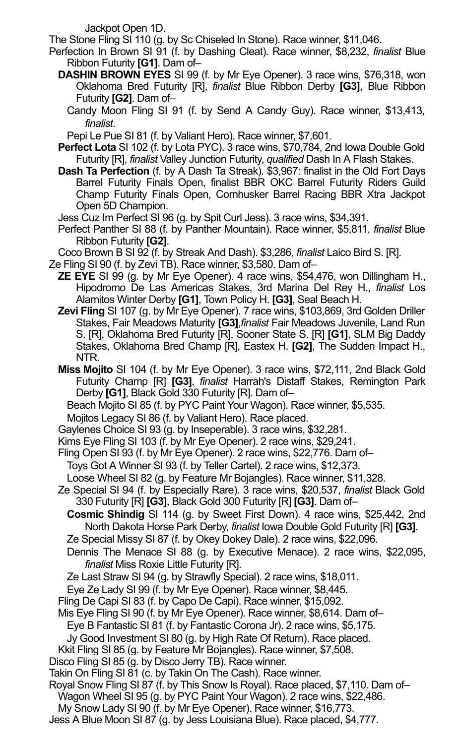Jackpot Open 1D.

The Stone Fling SI 110 (g. by Sc Chiseled In Stone). Race winner, $11,046.

Perfection In Brown SI 91 (f. by Dashing Cleat). Race winner, $8,232, *finalist* Blue Ribbon Futurity **[G1]**. Dam of–

**DASHIN BROWN EYES** SI 99 (f. by Mr Eye Opener). 3 race wins, $76,318, won Oklahoma Bred Futurity [R], *finalist* Blue Ribbon Derby **[G3]**, Blue Ribbon Futurity **[G2]**. Dam of–

Candy Moon Fling SI 91 (f. by Send A Candy Guy). Race winner, $13,413, *finalist*.

Pepi Le Pue SI 81 (f. by Valiant Hero). Race winner, $7,601.

**Perfect Lota** SI 102 (f. by Lota PYC). 3 race wins, $70,784, 2nd Iowa Double Gold Futurity [R], *finalist* Valley Junction Futurity, *qualified* Dash In A Flash Stakes.

**Dash Ta Perfection** (f. by A Dash Ta Streak). $3,967: finalist in the Old Fort Days Barrel Futurity Finals Open, finalist BBR OKC Barrel Futurity Riders Guild Champ Futurity Finals Open, Cornhusker Barrel Racing BBR Xtra Jackpot Open 5D Champion.

Jess Cuz Im Perfect SI 96 (g. by Spit Curl Jess). 3 race wins, $34,391.

Perfect Panther SI 88 (f. by Panther Mountain). Race winner, $5,811, *finalist* Blue Ribbon Futurity **[G2]**.

Coco Brown B SI 92 (f. by Streak And Dash). $3,286, *finalist* Laico Bird S. [R].

Ze Fling SI 90 (f. by Zevi TB). Race winner, $3,580. Dam of–

**ZE EYE** SI 99 (g. by Mr Eye Opener). 4 race wins, $54,476, won Dillingham H., Hipodromo De Las Americas Stakes, 3rd Marina Del Rey H., *finalist* Los Alamitos Winter Derby **[G1]**, Town Policy H. **[G3]**, Seal Beach H.

**Zevi Fling** SI 107 (g. by Mr Eye Opener). 7 race wins, $103,869, 3rd Golden Driller Stakes, Fair Meadows Maturity **[G3]**,*finalist* Fair Meadows Juvenile, Land Run S. [R], Oklahoma Bred Futurity [R], Sooner State S. [R] **[G1]**, SLM Big Daddy Stakes, Oklahoma Bred Champ [R], Eastex H. **[G2]**, The Sudden Impact H., NTR.

**Miss Mojito** SI 104 (f. by Mr Eye Opener). 3 race wins, $72,111, 2nd Black Gold Futurity Champ [R] **[G3]**, *finalist* Harrah's Distaff Stakes, Remington Park Derby **[G1]**, Black Gold 330 Futurity [R]. Dam of–

Beach Mojito SI 85 (f. by PYC Paint Your Wagon). Race winner, $5,535.

Mojitos Legacy SI 86 (f. by Valiant Hero). Race placed.

Gaylenes Choice SI 93 (g. by Inseperable). 3 race wins, $32,281.

Kims Eye Fling SI 103 (f. by Mr Eye Opener). 2 race wins, $29,241.

Fling Open SI 93 (f. by Mr Eye Opener). 2 race wins, $22,776. Dam of–

Toys Got A Winner SI 93 (f. by Teller Cartel). 2 race wins, $12,373.

Loose Wheel SI 82 (g. by Feature Mr Bojangles). Race winner, $11,328.

Ze Special SI 94 (f. by Especially Rare). 3 race wins, $20,537, *finalist* Black Gold 330 Futurity [R] **[G3]**, Black Gold 300 Futurity [R] **[G3]**. Dam of–

**Cosmic Shindig** SI 114 (g. by Sweet First Down). 4 race wins, $25,442, 2nd North Dakota Horse Park Derby, *finalist* Iowa Double Gold Futurity [R] **[G3]**.

Ze Special Missy SI 87 (f. by Okey Dokey Dale). 2 race wins, $22,096.

Dennis The Menace SI 88 (g. by Executive Menace). 2 race wins, $22,095, *finalist* Miss Roxie Little Futurity [R].

Ze Last Straw SI 94 (g. by Strawfly Special). 2 race wins, $18,011.

Eye Ze Lady SI 99 (f. by Mr Eye Opener). Race winner, $8,445.

Fling De Capi SI 83 (f. by Capo De Capi). Race winner, $15,092.

Mis Eye Fling SI 90 (f. by Mr Eye Opener). Race winner, $8,614. Dam of–

Eye B Fantastic SI 81 (f. by Fantastic Corona Jr). 2 race wins, $5,175.

Jy Good Investment SI 80 (g. by High Rate Of Return). Race placed.

Kkit Fling SI 85 (g. by Feature Mr Bojangles). Race winner, $7,508.

Disco Fling SI 85 (g. by Disco Jerry TB). Race winner.

Takin On Fling SI 81 (c. by Takin On The Cash). Race winner.

Royal Snow Fling SI 87 (f. by This Snow Is Royal). Race placed, $7,110. Dam of–

Wagon Wheel SI 95 (g. by PYC Paint Your Wagon). 2 race wins, $22,486.

My Snow Lady SI 90 (f. by Mr Eye Opener). Race winner, $16,773.

Jess A Blue Moon SI 87 (g. by Jess Louisiana Blue). Race placed, $4,777.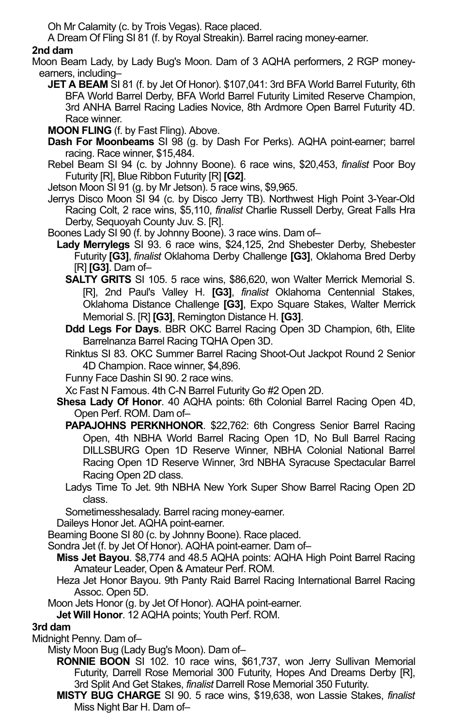Oh Mr Calamity (c. by Trois Vegas). Race placed.

A Dream Of Fling SI 81 (f. by Royal Streakin). Barrel racing money-earner.

**2nd dam**

Moon Beam Lady, by Lady Bug's Moon. Dam of 3 AQHA performers, 2 RGP money-earners, including–

**JET A BEAM** SI 81 (f. by Jet Of Honor). $107,041: 3rd BFA World Barrel Futurity, 6th BFA World Barrel Derby, BFA World Barrel Futurity Limited Reserve Champion, 3rd ANHA Barrel Racing Ladies Novice, 8th Ardmore Open Barrel Futurity 4D. Race winner.

**MOON FLING** (f. by Fast Fling). Above.

**Dash For Moonbeams** SI 98 (g. by Dash For Perks). AQHA point-earner; barrel racing. Race winner, $15,484.

Rebel Beam SI 94 (c. by Johnny Boone). 6 race wins, $20,453, *finalist* Poor Boy Futurity [R], Blue Ribbon Futurity [R] **[G2]**.

Jetson Moon SI 91 (g. by Mr Jetson). 5 race wins, $9,965.

Jerrys Disco Moon SI 94 (c. by Disco Jerry TB). Northwest High Point 3-Year-Old Racing Colt, 2 race wins, $5,110, *finalist* Charlie Russell Derby, Great Falls Hra Derby, Sequoyah County Juv. S. [R].

Boones Lady SI 90 (f. by Johnny Boone). 3 race wins. Dam of–

**Lady Merrylegs** SI 93. 6 race wins, $24,125, 2nd Shebester Derby, Shebester Futurity **[G3]**, *finalist* Oklahoma Derby Challenge **[G3]**, Oklahoma Bred Derby [R] **[G3]**. Dam of–

**SALTY GRITS** SI 105. 5 race wins, $86,620, won Walter Merrick Memorial S. [R], 2nd Paul's Valley H. **[G3]**, *finalist* Oklahoma Centennial Stakes, Oklahoma Distance Challenge **[G3]**, Expo Square Stakes, Walter Merrick Memorial S. [R] **[G3]**, Remington Distance H. **[G3]**.

**Ddd Legs For Days**. BBR OKC Barrel Racing Open 3D Champion, 6th, Elite Barrelnanza Barrel Racing TQHA Open 3D.

Rinktus SI 83. OKC Summer Barrel Racing Shoot-Out Jackpot Round 2 Senior 4D Champion. Race winner, $4,896.

Funny Face Dashin SI 90. 2 race wins.

Xc Fast N Famous. 4th C-N Barrel Futurity Go #2 Open 2D.

**Shesa Lady Of Honor**. 40 AQHA points: 6th Colonial Barrel Racing Open 4D, Open Perf. ROM. Dam of–

**PAPAJOHNS PERKNHONOR**. $22,762: 6th Congress Senior Barrel Racing Open, 4th NBHA World Barrel Racing Open 1D, No Bull Barrel Racing DILLSBURG Open 1D Reserve Winner, NBHA Colonial National Barrel Racing Open 1D Reserve Winner, 3rd NBHA Syracuse Spectacular Barrel Racing Open 2D class.

Ladys Time To Jet. 9th NBHA New York Super Show Barrel Racing Open 2D class.

Sometimesshesalady. Barrel racing money-earner.

Daileys Honor Jet. AQHA point-earner.

Beaming Boone SI 80 (c. by Johnny Boone). Race placed.

Sondra Jet (f. by Jet Of Honor). AQHA point-earner. Dam of–

**Miss Jet Bayou**. $8,774 and 48.5 AQHA points: AQHA High Point Barrel Racing Amateur Leader, Open & Amateur Perf. ROM.

Heza Jet Honor Bayou. 9th Panty Raid Barrel Racing International Barrel Racing Assoc. Open 5D.

Moon Jets Honor (g. by Jet Of Honor). AQHA point-earner.

**Jet Will Honor**. 12 AQHA points; Youth Perf. ROM.

**3rd dam**

Midnight Penny. Dam of–

Misty Moon Bug (Lady Bug's Moon). Dam of–

**RONNIE BOON** SI 102. 10 race wins, $61,737, won Jerry Sullivan Memorial Futurity, Darrell Rose Memorial 300 Futurity, Hopes And Dreams Derby [R], 3rd Split And Get Stakes, *finalist* Darrell Rose Memorial 350 Futurity.

**MISTY BUG CHARGE** SI 90. 5 race wins, $19,638, won Lassie Stakes, *finalist* Miss Night Bar H. Dam of–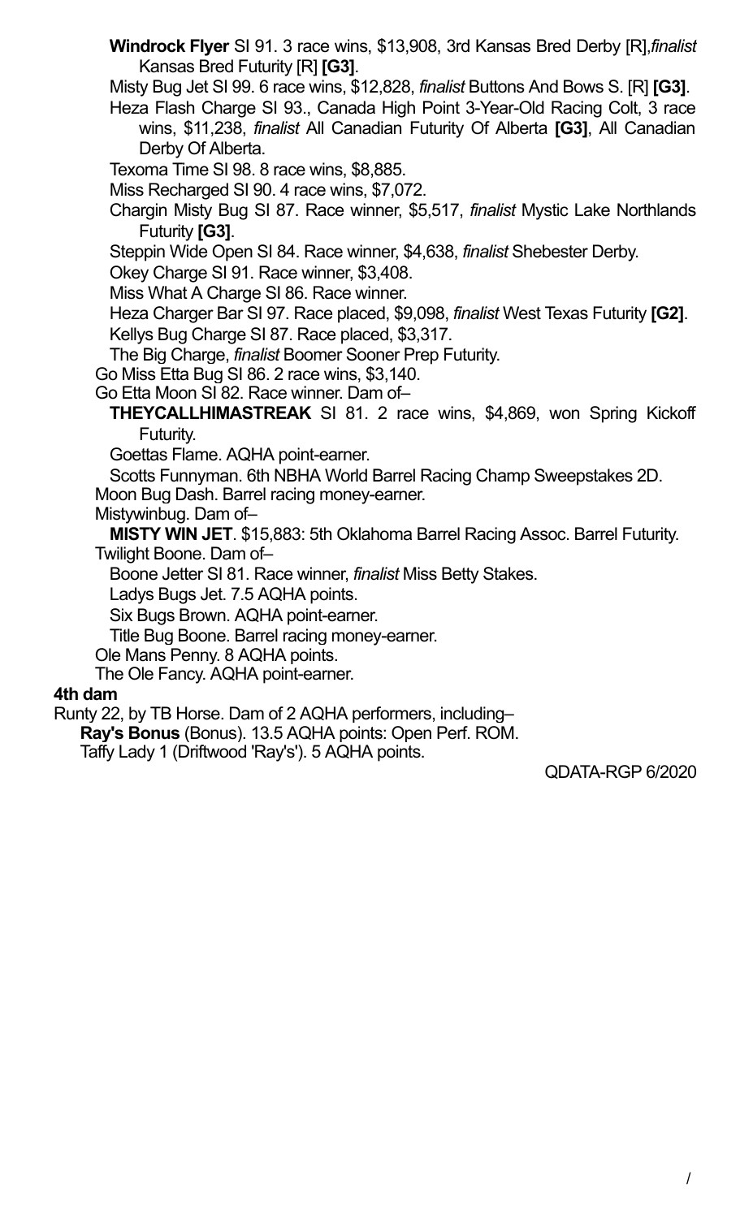**Windrock Flyer** SI 91. 3 race wins, $13,908, 3rd Kansas Bred Derby [R], *finalist* Kansas Bred Futurity [R] **[G3]**.

Misty Bug Jet SI 99. 6 race wins, $12,828, *finalist* Buttons And Bows S. [R] **[G3]**.

Heza Flash Charge SI 93., Canada High Point 3-Year-Old Racing Colt, 3 race wins, $11,238, *finalist* All Canadian Futurity Of Alberta **[G3]**, All Canadian Derby Of Alberta.

Texoma Time SI 98. 8 race wins, $8,885.

Miss Recharged SI 90. 4 race wins, $7,072.

Chargin Misty Bug SI 87. Race winner, $5,517, *finalist* Mystic Lake Northlands Futurity **[G3]**.

Steppin Wide Open SI 84. Race winner, $4,638, *finalist* Shebester Derby.

Okey Charge SI 91. Race winner, $3,408.

Miss What A Charge SI 86. Race winner.

Heza Charger Bar SI 97. Race placed, $9,098, *finalist* West Texas Futurity **[G2]**.

Kellys Bug Charge SI 87. Race placed, $3,317.

The Big Charge, *finalist* Boomer Sooner Prep Futurity.

Go Miss Etta Bug SI 86. 2 race wins, $3,140.

Go Etta Moon SI 82. Race winner. Dam of–

**THEYCALLHIMASTREAK** SI 81. 2 race wins, $4,869, won Spring Kickoff Futurity.

Goettas Flame. AQHA point-earner.

Scotts Funnyman. 6th NBHA World Barrel Racing Champ Sweepstakes 2D.

Moon Bug Dash. Barrel racing money-earner.

Mistywinbug. Dam of–

**MISTY WIN JET**. $15,883: 5th Oklahoma Barrel Racing Assoc. Barrel Futurity.

Twilight Boone. Dam of–

Boone Jetter SI 81. Race winner, *finalist* Miss Betty Stakes.

Ladys Bugs Jet. 7.5 AQHA points.

Six Bugs Brown. AQHA point-earner.

Title Bug Boone. Barrel racing money-earner.

Ole Mans Penny. 8 AQHA points.

The Ole Fancy. AQHA point-earner.

**4th dam**

Runty 22, by TB Horse. Dam of 2 AQHA performers, including–

**Ray's Bonus** (Bonus). 13.5 AQHA points: Open Perf. ROM.

Taffy Lady 1 (Driftwood 'Ray's'). 5 AQHA points.

QDATA-RGP 6/2020